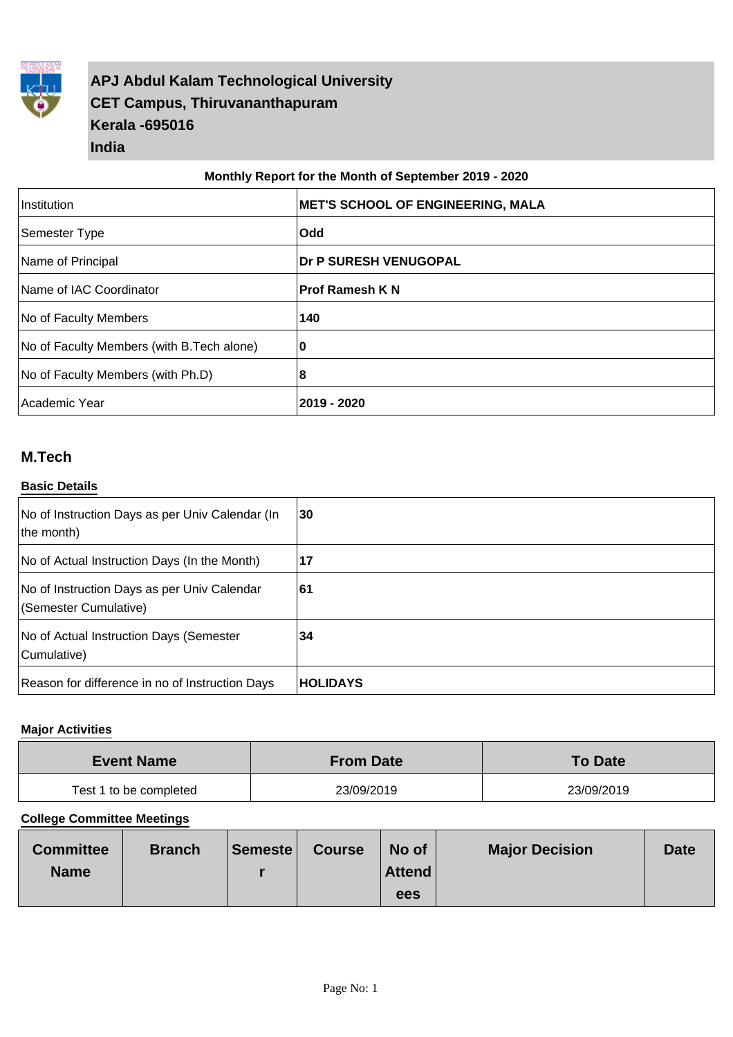**APJ Abdul Kalam Technological University**
**CET Campus, Thiruvananthapuram**
**Kerala -695016**
**India**

**Monthly Report for the Month of September 2019 - 2020**

| | |
|---|---|
| Institution | **MET'S SCHOOL OF ENGINEERING, MALA** |
| Semester Type | **Odd** |
| Name of Principal | **Dr P SURESH VENUGOPAL** |
| Name of IAC Coordinator | **Prof Ramesh K N** |
| No of Faculty Members | **140** |
| No of Faculty Members (with B.Tech alone) | **0** |
| No of Faculty Members (with Ph.D) | **8** |
| Academic Year | **2019 - 2020** |

## M.Tech

### Basic Details

| | |
|---|---|
| No of Instruction Days as per Univ Calendar (In the month) | **30** |
| No of Actual Instruction Days (In the Month) | **17** |
| No of Instruction Days as per Univ Calendar (Semester Cumulative) | **61** |
| No of Actual Instruction Days (Semester Cumulative) | **34** |
| Reason for difference in no of Instruction Days | **HOLIDAYS** |

### Major Activities

| Event Name | From Date | To Date |
|---|---|---|
| Test 1 to be completed | 23/09/2019 | 23/09/2019 |

### College Committee Meetings

| Committee Name | Branch | Semester | Course | No of Attendees | Major Decision | Date |
|---|---|---|---|---|---|---|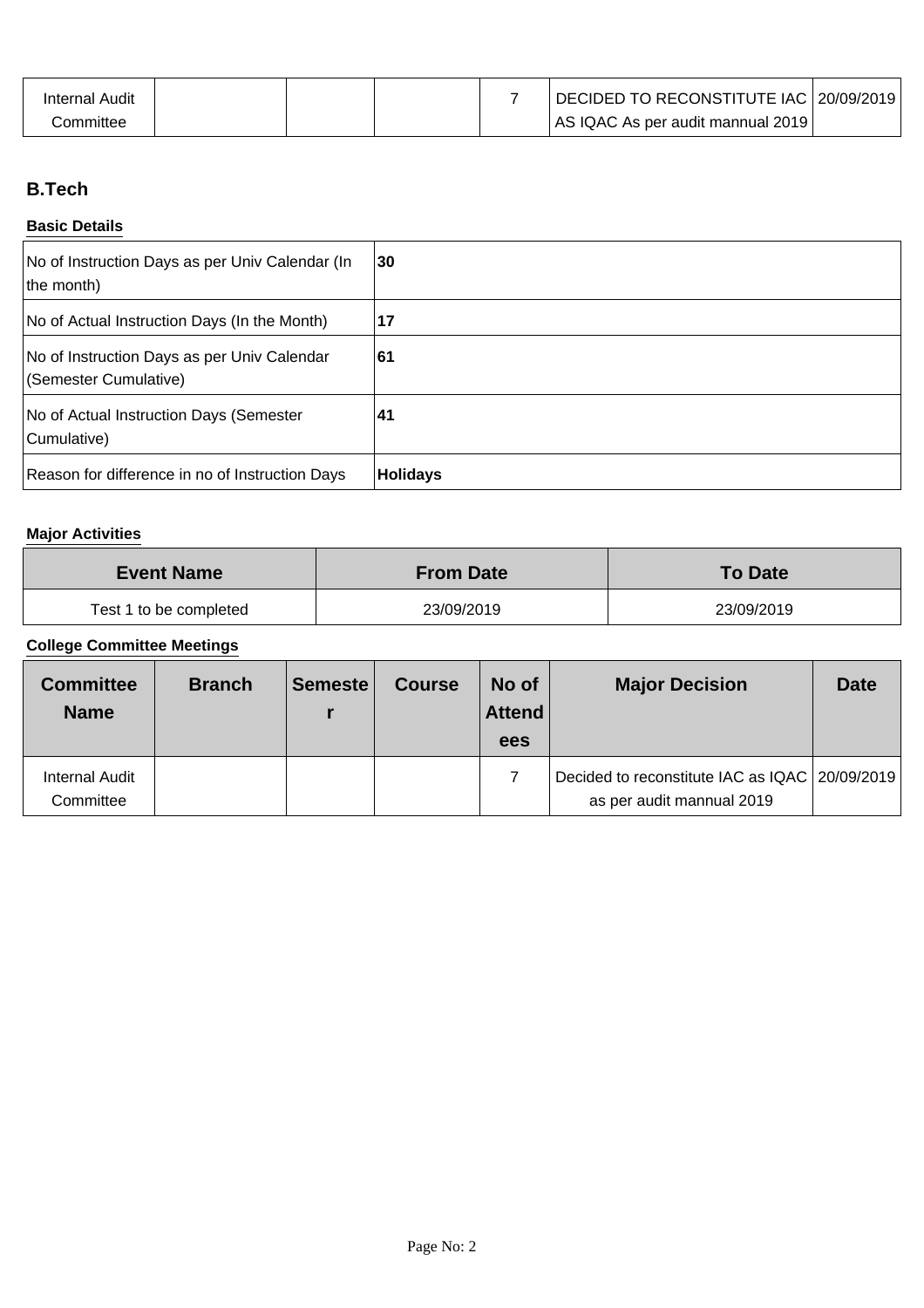| Internal Audit Committee | | | | 7 | DECIDED TO RECONSTITUTE IAC AS IQAC As per audit mannual 2019 | 20/09/2019 |
|---|---|---|---|---|---|---|

## B.Tech

**Basic Details**

| | |
|---|---|
| No of Instruction Days as per Univ Calendar (In the month) | **30** |
| No of Actual Instruction Days (In the Month) | **17** |
| No of Instruction Days as per Univ Calendar (Semester Cumulative) | **61** |
| No of Actual Instruction Days (Semester Cumulative) | **41** |
| Reason for difference in no of Instruction Days | **Holidays** |

**Major Activities**

| Event Name | From Date | To Date |
|---|---|---|
| Test 1 to be completed | 23/09/2019 | 23/09/2019 |

**College Committee Meetings**

| Committee Name | Branch | Semester | Course | No of Attendees | Major Decision | Date |
|---|---|---|---|---|---|---|
| Internal Audit Committee | | | | 7 | Decided to reconstitute IAC as IQAC as per audit mannual 2019 | 20/09/2019 |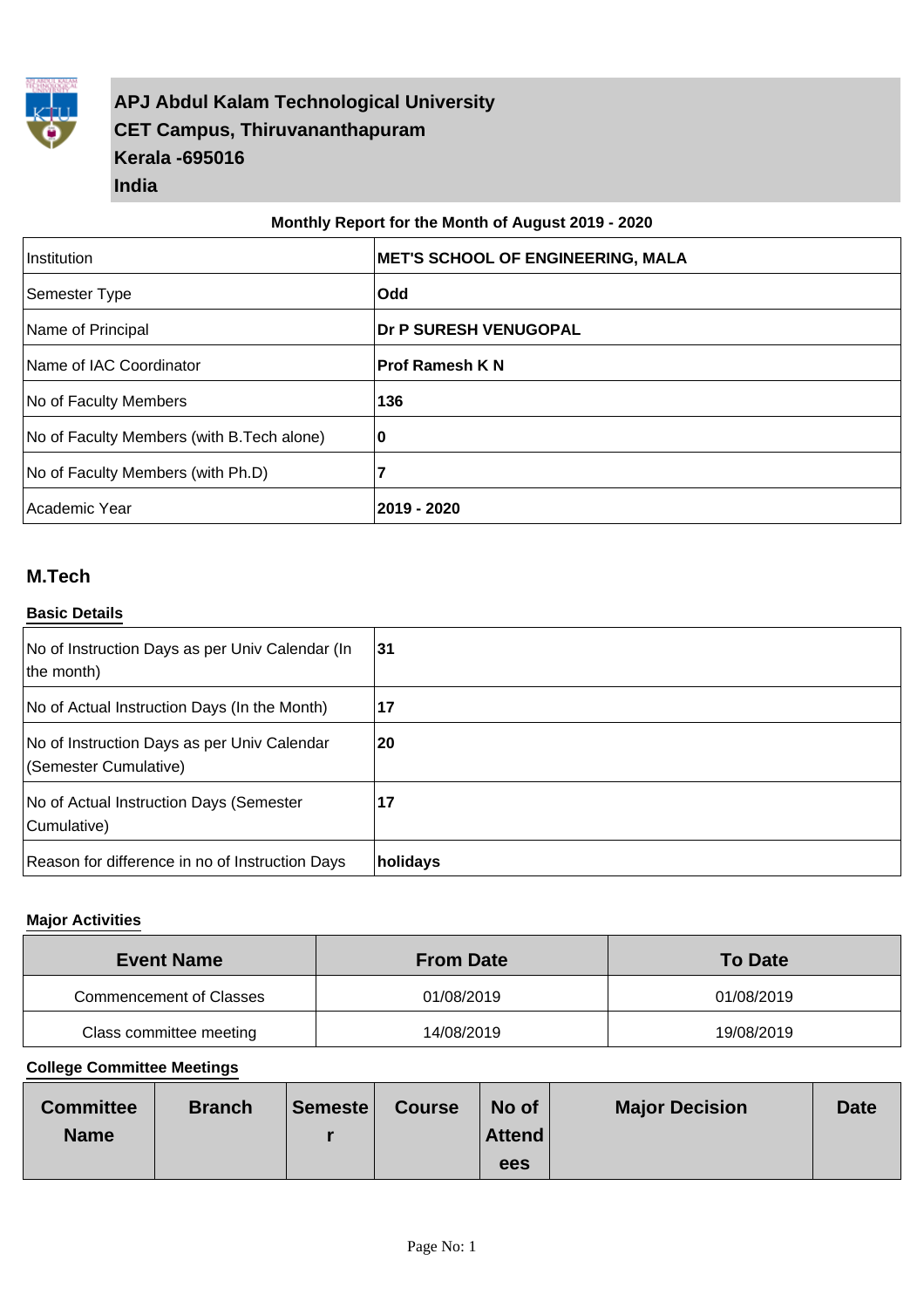# APJ Abdul Kalam Technological University
**CET Campus, Thiruvananthapuram**
**Kerala -695016**
**India**

**Monthly Report for the Month of August 2019 - 2020**

| | |
|---|---|
| Institution | **MET'S SCHOOL OF ENGINEERING, MALA** |
| Semester Type | **Odd** |
| Name of Principal | **Dr P SURESH VENUGOPAL** |
| Name of IAC Coordinator | **Prof Ramesh K N** |
| No of Faculty Members | **136** |
| No of Faculty Members (with B.Tech alone) | **0** |
| No of Faculty Members (with Ph.D) | **7** |
| Academic Year | **2019 - 2020** |

## M.Tech

### Basic Details

| | |
|---|---|
| No of Instruction Days as per Univ Calendar (In the month) | **31** |
| No of Actual Instruction Days (In the Month) | **17** |
| No of Instruction Days as per Univ Calendar (Semester Cumulative) | **20** |
| No of Actual Instruction Days (Semester Cumulative) | **17** |
| Reason for difference in no of Instruction Days | **holidays** |

### Major Activities

| Event Name | From Date | To Date |
|---|---|---|
| Commencement of Classes | 01/08/2019 | 01/08/2019 |
| Class committee meeting | 14/08/2019 | 19/08/2019 |

### College Committee Meetings

| Committee Name | Branch | Semester | Course | No of Attendees | Major Decision | Date |
|---|---|---|---|---|---|---|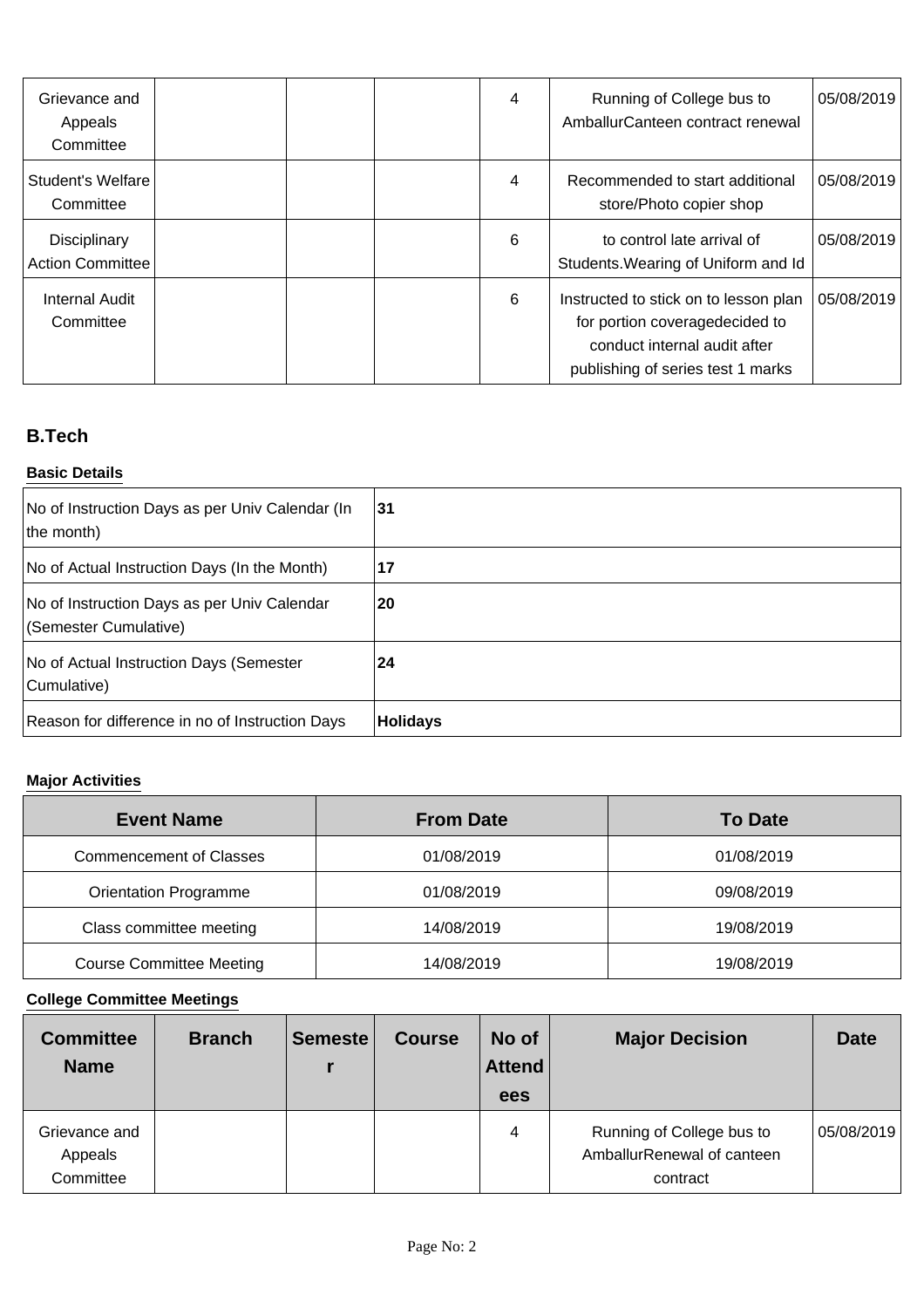| Committee Name | Branch | Semester | Course | No of Attendees | Major Decision | Date |
|---|---|---|---|---|---|---|
| Grievance and Appeals Committee | | | | 4 | Running of College bus to AmballurCanteen contract renewal | 05/08/2019 |
| Student's Welfare Committee | | | | 4 | Recommended to start additional store/Photo copier shop | 05/08/2019 |
| Disciplinary Action Committee | | | | 6 | to control late arrival of Students.Wearing of Uniform and Id | 05/08/2019 |
| Internal Audit Committee | | | | 6 | Instructed to stick on to lesson plan for portion coveragedecided to conduct internal audit after publishing of series test 1 marks | 05/08/2019 |

## B.Tech

### Basic Details

| | |
|---|---|
| No of Instruction Days as per Univ Calendar (In the month) | **31** |
| No of Actual Instruction Days (In the Month) | **17** |
| No of Instruction Days as per Univ Calendar (Semester Cumulative) | **20** |
| No of Actual Instruction Days (Semester Cumulative) | **24** |
| Reason for difference in no of Instruction Days | **Holidays** |

### Major Activities

| Event Name | From Date | To Date |
|---|---|---|
| Commencement of Classes | 01/08/2019 | 01/08/2019 |
| Orientation Programme | 01/08/2019 | 09/08/2019 |
| Class committee meeting | 14/08/2019 | 19/08/2019 |
| Course Committee Meeting | 14/08/2019 | 19/08/2019 |

### College Committee Meetings

| Committee Name | Branch | Semester | Course | No of Attendees | Major Decision | Date |
|---|---|---|---|---|---|---|
| Grievance and Appeals Committee | | | | 4 | Running of College bus to AmballurRenewal of canteen contract | 05/08/2019 |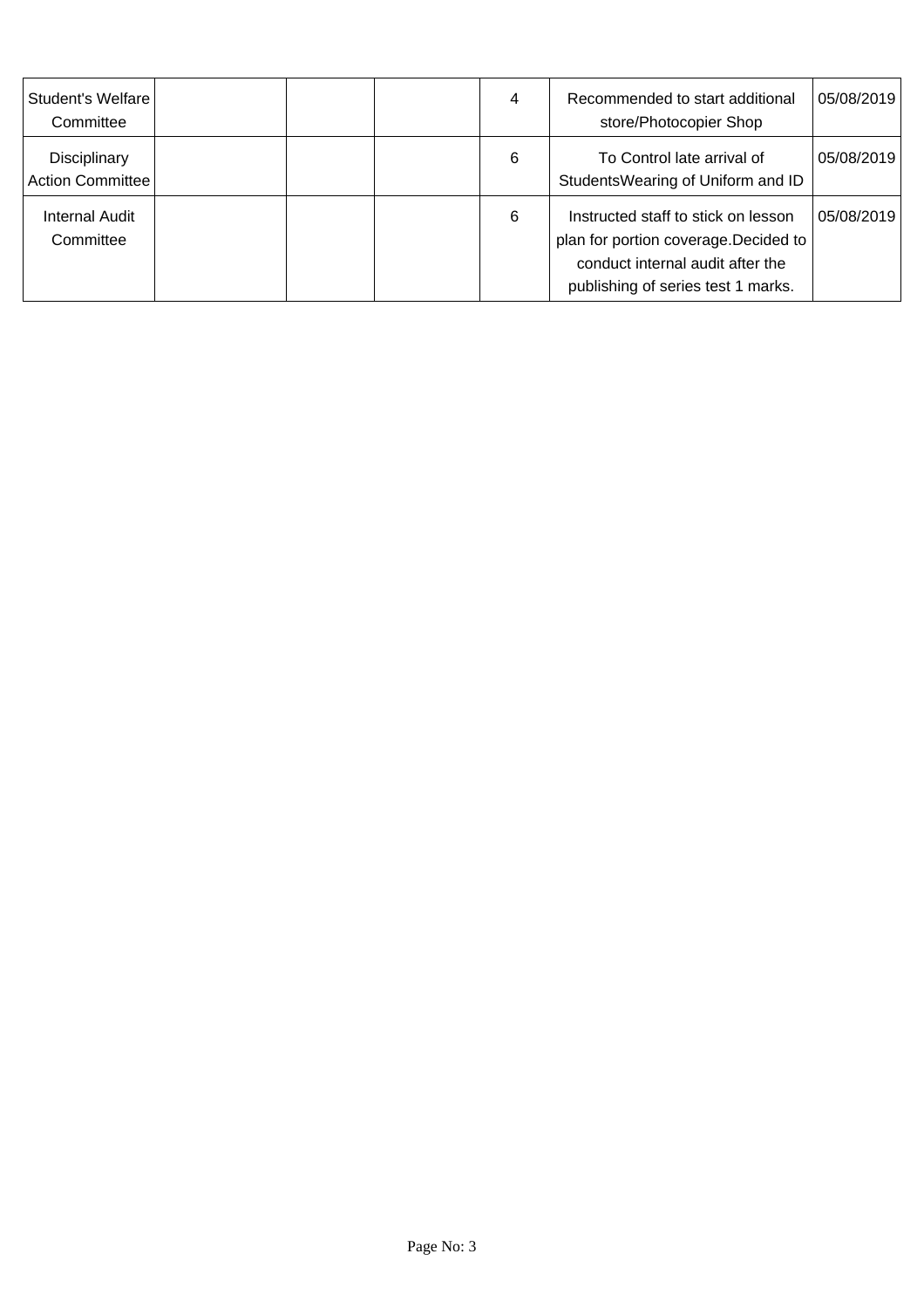| | | | | | | |
|---|---|---|---|---|---|---|
| Student's Welfare Committee | | | | 4 | Recommended to start additional store/Photocopier Shop | 05/08/2019 |
| Disciplinary Action Committee | | | | 6 | To Control late arrival of StudentsWearing of Uniform and ID | 05/08/2019 |
| Internal Audit Committee | | | | 6 | Instructed staff to stick on lesson plan for portion coverage.Decided to conduct internal audit after the publishing of series test 1 marks. | 05/08/2019 |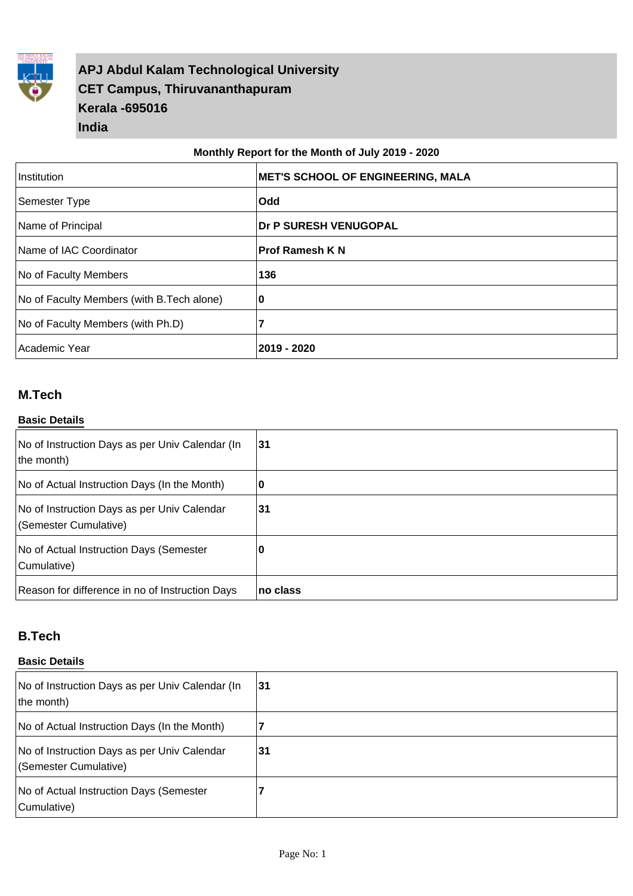## APJ Abdul Kalam Technological University
## CET Campus, Thiruvananthapuram
## Kerala -695016
## India

**Monthly Report for the Month of July 2019 - 2020**

| | |
|---|---|
| Institution | **MET'S SCHOOL OF ENGINEERING, MALA** |
| Semester Type | **Odd** |
| Name of Principal | **Dr P SURESH VENUGOPAL** |
| Name of IAC Coordinator | **Prof Ramesh K N** |
| No of Faculty Members | **136** |
| No of Faculty Members (with B.Tech alone) | **0** |
| No of Faculty Members (with Ph.D) | **7** |
| Academic Year | **2019 - 2020** |

## M.Tech

**Basic Details**

| | |
|---|---|
| No of Instruction Days as per Univ Calendar (In the month) | **31** |
| No of Actual Instruction Days (In the Month) | **0** |
| No of Instruction Days as per Univ Calendar (Semester Cumulative) | **31** |
| No of Actual Instruction Days (Semester Cumulative) | **0** |
| Reason for difference in no of Instruction Days | **no class** |

## B.Tech

**Basic Details**

| | |
|---|---|
| No of Instruction Days as per Univ Calendar (In the month) | **31** |
| No of Actual Instruction Days (In the Month) | **7** |
| No of Instruction Days as per Univ Calendar (Semester Cumulative) | **31** |
| No of Actual Instruction Days (Semester Cumulative) | **7** |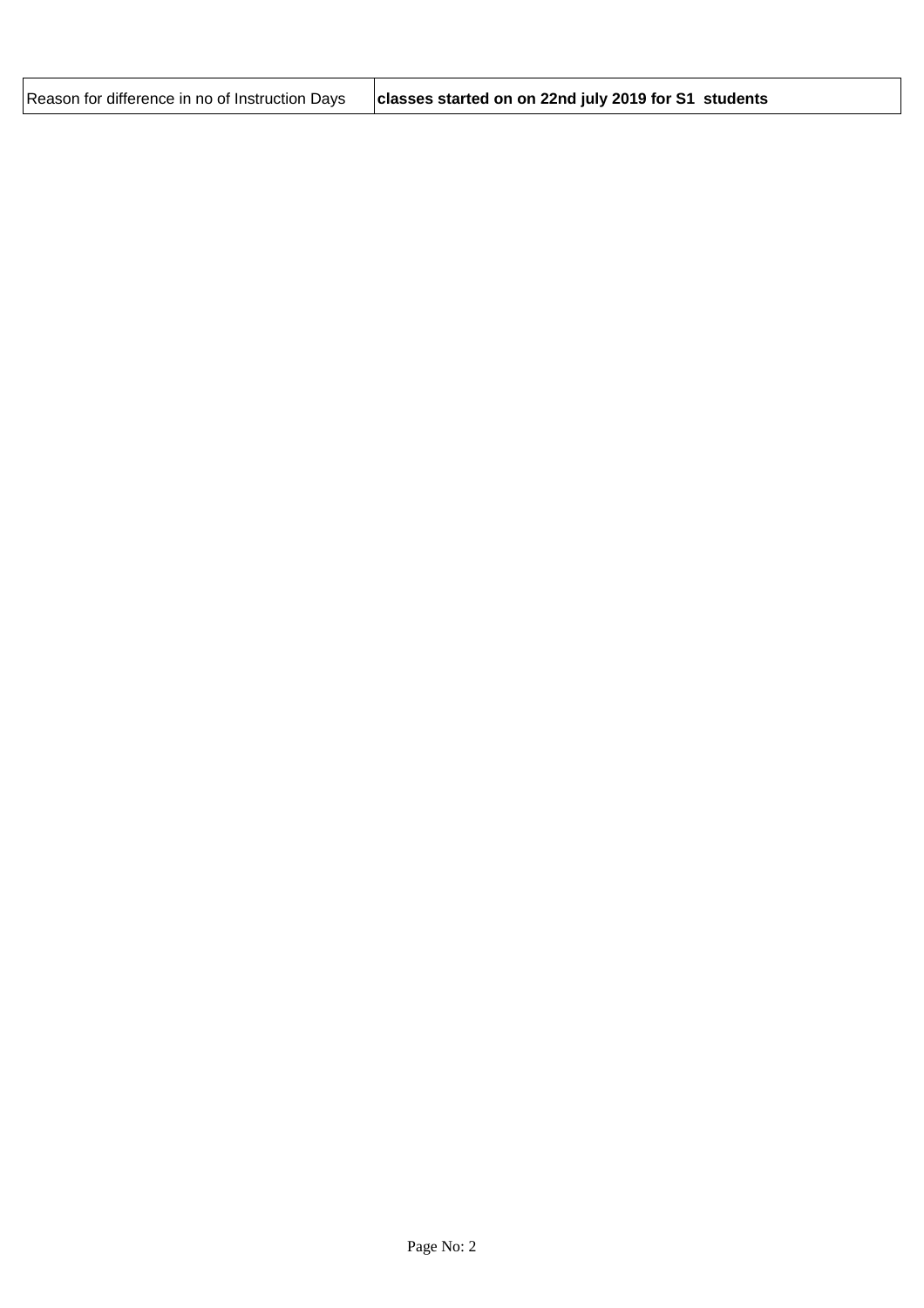| | |
|---|---|
| Reason for difference in no of Instruction Days | **classes started on on 22nd july 2019 for S1 students** |